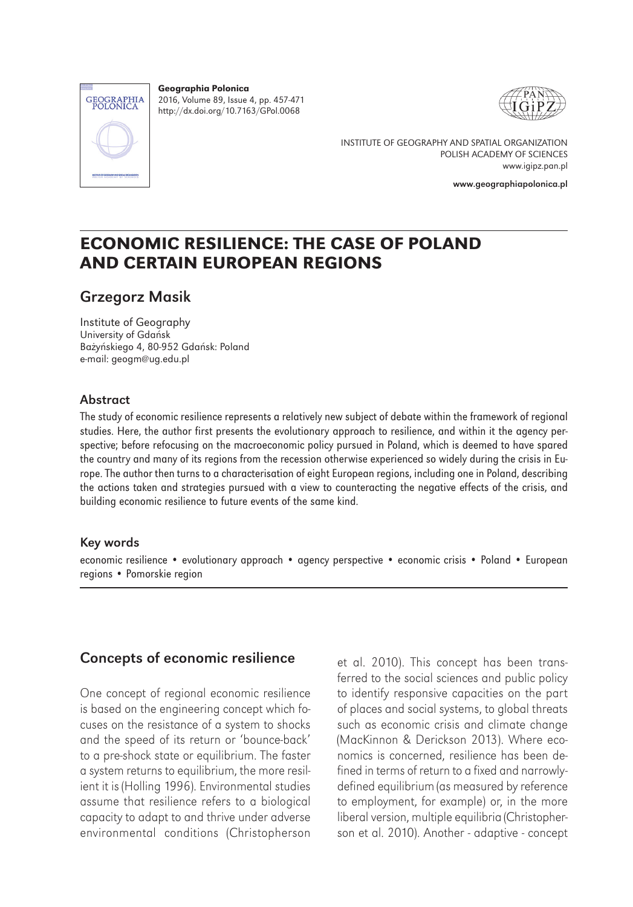# ECONOMIC RESILIENCE: THE CASE OF POLAND AND CERTAIN EUROPEAN REGIONS

## Grzegorz Masik

Institute of Geography
University of Gdańsk
Bażyńskiego 4, 80-952 Gdańsk: Poland
e-mail: geogm@ug.edu.pl

### Abstract

The study of economic resilience represents a relatively new subject of debate within the framework of regional studies. Here, the author first presents the evolutionary approach to resilience, and within it the agency perspective; before refocusing on the macroeconomic policy pursued in Poland, which is deemed to have spared the country and many of its regions from the recession otherwise experienced so widely during the crisis in Europe. The author then turns to a characterisation of eight European regions, including one in Poland, describing the actions taken and strategies pursued with a view to counteracting the negative effects of the crisis, and building economic resilience to future events of the same kind.

### Key words

economic resilience • evolutionary approach • agency perspective • economic crisis • Poland • European regions • Pomorskie region

## Concepts of economic resilience

One concept of regional economic resilience is based on the engineering concept which focuses on the resistance of a system to shocks and the speed of its return or 'bounce-back' to a pre-shock state or equilibrium. The faster a system returns to equilibrium, the more resilient it is (Holling 1996). Environmental studies assume that resilience refers to a biological capacity to adapt to and thrive under adverse environmental conditions (Christopherson et al. 2010). This concept has been transferred to the social sciences and public policy to identify responsive capacities on the part of places and social systems, to global threats such as economic crisis and climate change (MacKinnon & Derickson 2013). Where economics is concerned, resilience has been defined in terms of return to a fixed and narrowly-defined equilibrium (as measured by reference to employment, for example) or, in the more liberal version, multiple equilibria (Christopherson et al. 2010). Another - adaptive - concept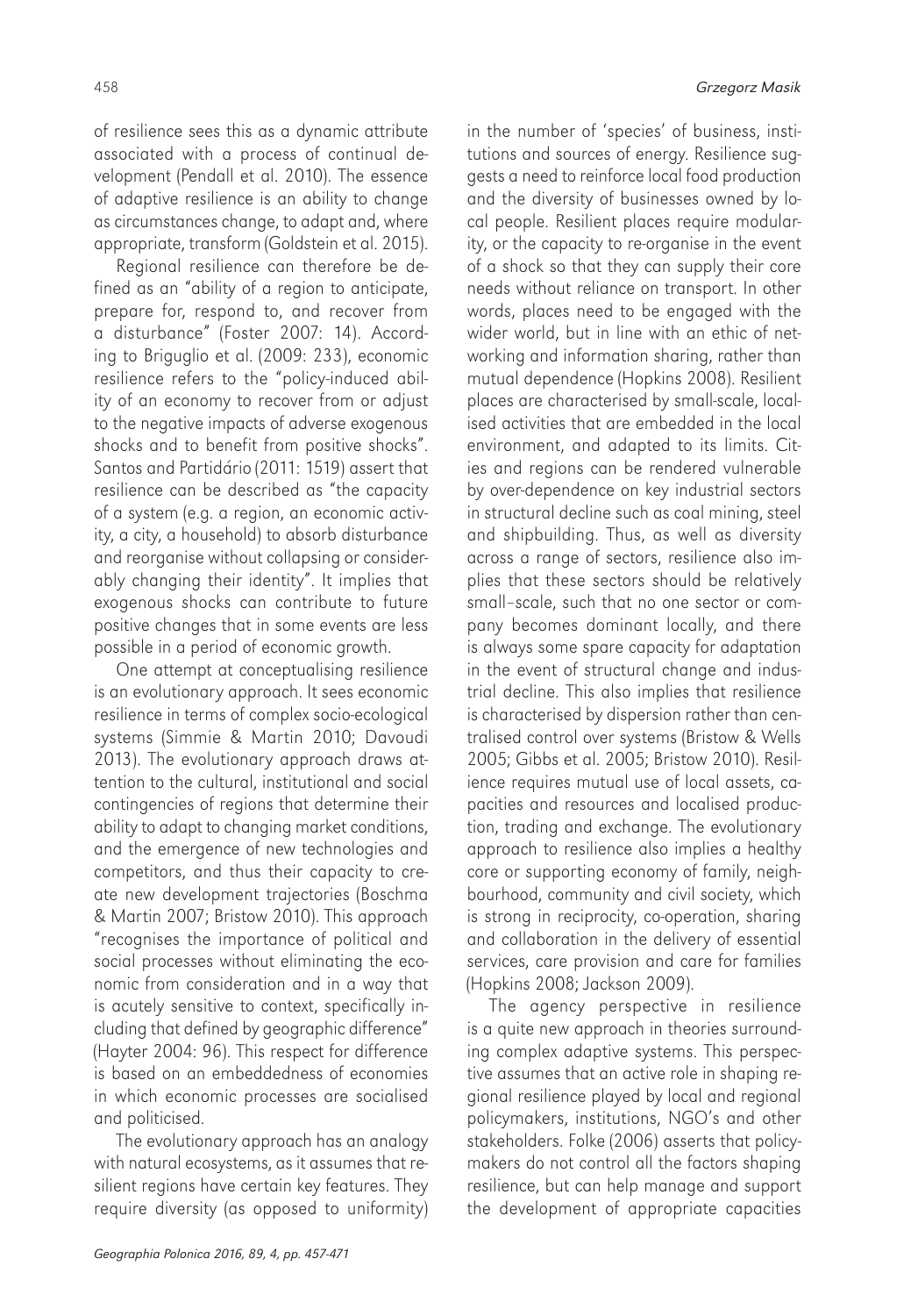of resilience sees this as a dynamic attribute associated with a process of continual development (Pendall et al. 2010). The essence of adaptive resilience is an ability to change as circumstances change, to adapt and, where appropriate, transform (Goldstein et al. 2015).

Regional resilience can therefore be defined as an "ability of a region to anticipate, prepare for, respond to, and recover from a disturbance" (Foster 2007: 14). According to Briguglio et al. (2009: 233), economic resilience refers to the "policy-induced ability of an economy to recover from or adjust to the negative impacts of adverse exogenous shocks and to benefit from positive shocks". Santos and Partidário (2011: 1519) assert that resilience can be described as "the capacity of a system (e.g. a region, an economic activity, a city, a household) to absorb disturbance and reorganise without collapsing or considerably changing their identity". It implies that exogenous shocks can contribute to future positive changes that in some events are less possible in a period of economic growth.

One attempt at conceptualising resilience is an evolutionary approach. It sees economic resilience in terms of complex socio-ecological systems (Simmie & Martin 2010; Davoudi 2013). The evolutionary approach draws attention to the cultural, institutional and social contingencies of regions that determine their ability to adapt to changing market conditions, and the emergence of new technologies and competitors, and thus their capacity to create new development trajectories (Boschma & Martin 2007; Bristow 2010). This approach "recognises the importance of political and social processes without eliminating the economic from consideration and in a way that is acutely sensitive to context, specifically including that defined by geographic difference" (Hayter 2004: 96). This respect for difference is based on an embeddedness of economies in which economic processes are socialised and politicised.

The evolutionary approach has an analogy with natural ecosystems, as it assumes that resilient regions have certain key features. They require diversity (as opposed to uniformity) in the number of 'species' of business, institutions and sources of energy. Resilience suggests a need to reinforce local food production and the diversity of businesses owned by local people. Resilient places require modularity, or the capacity to re-organise in the event of a shock so that they can supply their core needs without reliance on transport. In other words, places need to be engaged with the wider world, but in line with an ethic of networking and information sharing, rather than mutual dependence (Hopkins 2008). Resilient places are characterised by small-scale, localised activities that are embedded in the local environment, and adapted to its limits. Cities and regions can be rendered vulnerable by over-dependence on key industrial sectors in structural decline such as coal mining, steel and shipbuilding. Thus, as well as diversity across a range of sectors, resilience also implies that these sectors should be relatively small–scale, such that no one sector or company becomes dominant locally, and there is always some spare capacity for adaptation in the event of structural change and industrial decline. This also implies that resilience is characterised by dispersion rather than centralised control over systems (Bristow & Wells 2005; Gibbs et al. 2005; Bristow 2010). Resilience requires mutual use of local assets, capacities and resources and localised production, trading and exchange. The evolutionary approach to resilience also implies a healthy core or supporting economy of family, neighbourhood, community and civil society, which is strong in reciprocity, co-operation, sharing and collaboration in the delivery of essential services, care provision and care for families (Hopkins 2008; Jackson 2009).

The agency perspective in resilience is a quite new approach in theories surrounding complex adaptive systems. This perspective assumes that an active role in shaping regional resilience played by local and regional policymakers, institutions, NGO's and other stakeholders. Folke (2006) asserts that policymakers do not control all the factors shaping resilience, but can help manage and support the development of appropriate capacities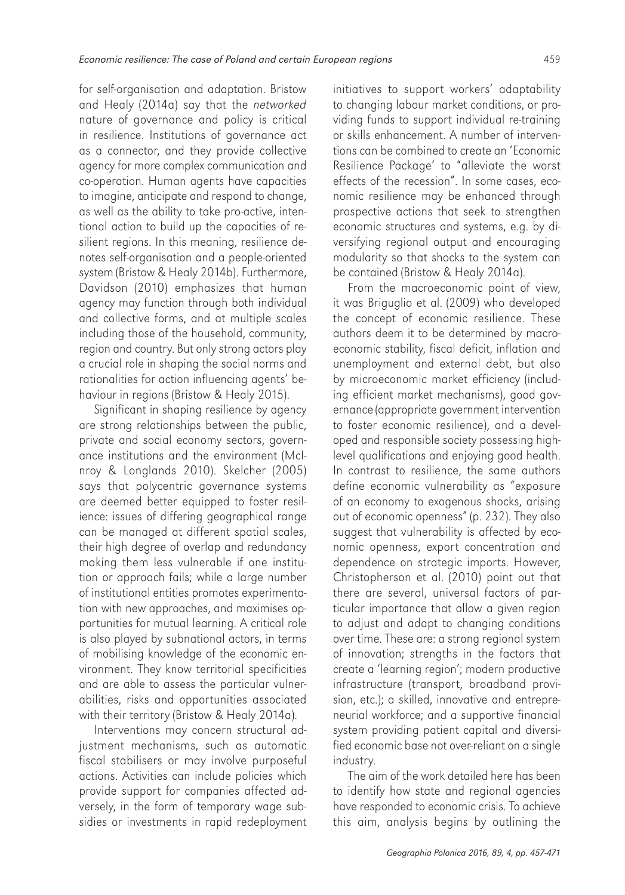for self-organisation and adaptation. Bristow and Healy (2014a) say that the *networked* nature of governance and policy is critical in resilience. Institutions of governance act as a connector, and they provide collective agency for more complex communication and co-operation. Human agents have capacities to imagine, anticipate and respond to change, as well as the ability to take pro-active, intentional action to build up the capacities of resilient regions. In this meaning, resilience denotes self-organisation and a people-oriented system (Bristow & Healy 2014b). Furthermore, Davidson (2010) emphasizes that human agency may function through both individual and collective forms, and at multiple scales including those of the household, community, region and country. But only strong actors play a crucial role in shaping the social norms and rationalities for action influencing agents' behaviour in regions (Bristow & Healy 2015).

Significant in shaping resilience by agency are strong relationships between the public, private and social economy sectors, governance institutions and the environment (McInroy & Longlands 2010). Skelcher (2005) says that polycentric governance systems are deemed better equipped to foster resilience: issues of differing geographical range can be managed at different spatial scales, their high degree of overlap and redundancy making them less vulnerable if one institution or approach fails; while a large number of institutional entities promotes experimentation with new approaches, and maximises opportunities for mutual learning. A critical role is also played by subnational actors, in terms of mobilising knowledge of the economic environment. They know territorial specificities and are able to assess the particular vulnerabilities, risks and opportunities associated with their territory (Bristow & Healy 2014a).

Interventions may concern structural adjustment mechanisms, such as automatic fiscal stabilisers or may involve purposeful actions. Activities can include policies which provide support for companies affected adversely, in the form of temporary wage subsidies or investments in rapid redeployment initiatives to support workers' adaptability to changing labour market conditions, or providing funds to support individual re-training or skills enhancement. A number of interventions can be combined to create an 'Economic Resilience Package' to "alleviate the worst effects of the recession". In some cases, economic resilience may be enhanced through prospective actions that seek to strengthen economic structures and systems, e.g. by diversifying regional output and encouraging modularity so that shocks to the system can be contained (Bristow & Healy 2014a).

From the macroeconomic point of view, it was Briguglio et al. (2009) who developed the concept of economic resilience. These authors deem it to be determined by macroeconomic stability, fiscal deficit, inflation and unemployment and external debt, but also by microeconomic market efficiency (including efficient market mechanisms), good governance (appropriate government intervention to foster economic resilience), and a developed and responsible society possessing high-level qualifications and enjoying good health. In contrast to resilience, the same authors define economic vulnerability as "exposure of an economy to exogenous shocks, arising out of economic openness" (p. 232). They also suggest that vulnerability is affected by economic openness, export concentration and dependence on strategic imports. However, Christopherson et al. (2010) point out that there are several, universal factors of particular importance that allow a given region to adjust and adapt to changing conditions over time. These are: a strong regional system of innovation; strengths in the factors that create a 'learning region'; modern productive infrastructure (transport, broadband provision, etc.); a skilled, innovative and entrepreneurial workforce; and a supportive financial system providing patient capital and diversified economic base not over-reliant on a single industry.

The aim of the work detailed here has been to identify how state and regional agencies have responded to economic crisis. To achieve this aim, analysis begins by outlining the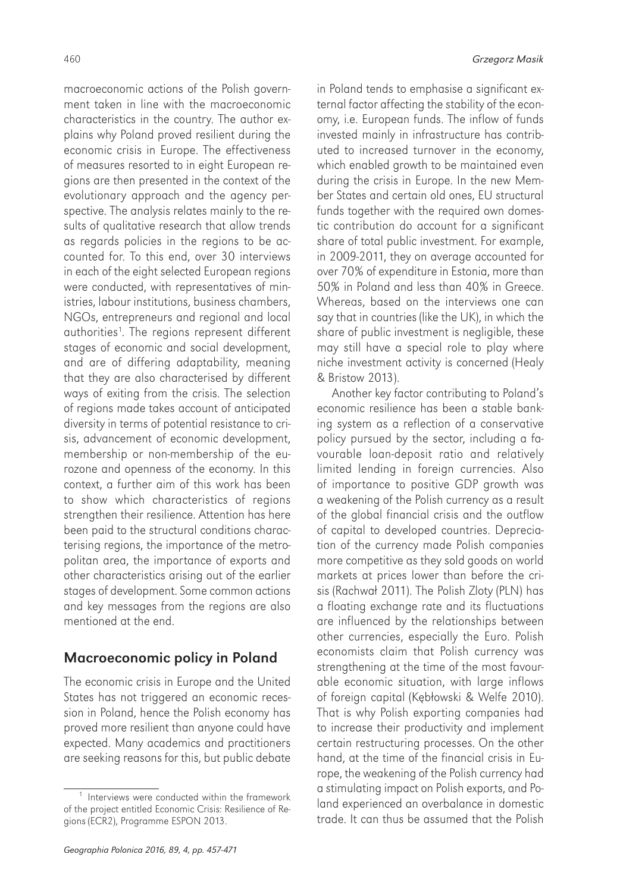macroeconomic actions of the Polish government taken in line with the macroeconomic characteristics in the country. The author explains why Poland proved resilient during the economic crisis in Europe. The effectiveness of measures resorted to in eight European regions are then presented in the context of the evolutionary approach and the agency perspective. The analysis relates mainly to the results of qualitative research that allow trends as regards policies in the regions to be accounted for. To this end, over 30 interviews in each of the eight selected European regions were conducted, with representatives of ministries, labour institutions, business chambers, NGOs, entrepreneurs and regional and local authorities[1]. The regions represent different stages of economic and social development, and are of differing adaptability, meaning that they are also characterised by different ways of exiting from the crisis. The selection of regions made takes account of anticipated diversity in terms of potential resistance to crisis, advancement of economic development, membership or non-membership of the eurozone and openness of the economy. In this context, a further aim of this work has been to show which characteristics of regions strengthen their resilience. Attention has here been paid to the structural conditions characterising regions, the importance of the metropolitan area, the importance of exports and other characteristics arising out of the earlier stages of development. Some common actions and key messages from the regions are also mentioned at the end.

## Macroeconomic policy in Poland

The economic crisis in Europe and the United States has not triggered an economic recession in Poland, hence the Polish economy has proved more resilient than anyone could have expected. Many academics and practitioners are seeking reasons for this, but public debate in Poland tends to emphasise a significant external factor affecting the stability of the economy, i.e. European funds. The inflow of funds invested mainly in infrastructure has contributed to increased turnover in the economy, which enabled growth to be maintained even during the crisis in Europe. In the new Member States and certain old ones, EU structural funds together with the required own domestic contribution do account for a significant share of total public investment. For example, in 2009-2011, they on average accounted for over 70% of expenditure in Estonia, more than 50% in Poland and less than 40% in Greece. Whereas, based on the interviews one can say that in countries (like the UK), in which the share of public investment is negligible, these may still have a special role to play where niche investment activity is concerned (Healy & Bristow 2013).

Another key factor contributing to Poland's economic resilience has been a stable banking system as a reflection of a conservative policy pursued by the sector, including a favourable loan-deposit ratio and relatively limited lending in foreign currencies. Also of importance to positive GDP growth was a weakening of the Polish currency as a result of the global financial crisis and the outflow of capital to developed countries. Depreciation of the currency made Polish companies more competitive as they sold goods on world markets at prices lower than before the crisis (Rachwał 2011). The Polish Zloty (PLN) has a floating exchange rate and its fluctuations are influenced by the relationships between other currencies, especially the Euro. Polish economists claim that Polish currency was strengthening at the time of the most favourable economic situation, with large inflows of foreign capital (Kębłowski & Welfe 2010). That is why Polish exporting companies had to increase their productivity and implement certain restructuring processes. On the other hand, at the time of the financial crisis in Europe, the weakening of the Polish currency had a stimulating impact on Polish exports, and Poland experienced an overbalance in domestic trade. It can thus be assumed that the Polish

[1] Interviews were conducted within the framework of the project entitled Economic Crisis: Resilience of Regions (ECR2), Programme ESPON 2013.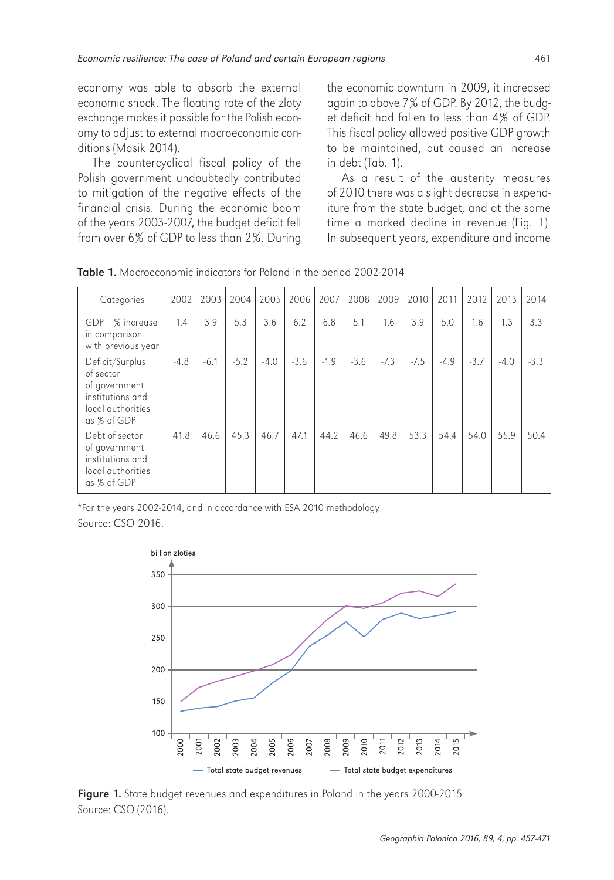economy was able to absorb the external economic shock. The floating rate of the zloty exchange makes it possible for the Polish economy to adjust to external macroeconomic conditions (Masik 2014).

The countercyclical fiscal policy of the Polish government undoubtedly contributed to mitigation of the negative effects of the financial crisis. During the economic boom of the years 2003-2007, the budget deficit fell from over 6% of GDP to less than 2%. During the economic downturn in 2009, it increased again to above 7% of GDP. By 2012, the budget deficit had fallen to less than 4% of GDP. This fiscal policy allowed positive GDP growth to be maintained, but caused an increase in debt (Tab. 1).

As a result of the austerity measures of 2010 there was a slight decrease in expenditure from the state budget, and at the same time a marked decline in revenue (Fig. 1). In subsequent years, expenditure and income

**Table 1.** Macroeconomic indicators for Poland in the period 2002-2014

| Categories | 2002 | 2003 | 2004 | 2005 | 2006 | 2007 | 2008 | 2009 | 2010 | 2011 | 2012 | 2013 | 2014 |
|---|---|---|---|---|---|---|---|---|---|---|---|---|---|
| GDP – % increase in comparison with previous year | 1.4 | 3.9 | 5.3 | 3.6 | 6.2 | 6.8 | 5.1 | 1.6 | 3.9 | 5.0 | 1.6 | 1.3 | 3.3 |
| Deficit/Surplus of sector of government institutions and local authorities as % of GDP | -4.8 | -6.1 | -5.2 | -4.0 | -3.6 | -1.9 | -3.6 | -7.3 | -7.5 | -4.9 | -3.7 | -4.0 | -3.3 |
| Debt of sector of government institutions and local authorities as % of GDP | 41.8 | 46.6 | 45.3 | 46.7 | 47.1 | 44.2 | 46.6 | 49.8 | 53.3 | 54.4 | 54.0 | 55.9 | 50.4 |

*For the years 2002-2014, and in accordance with ESA 2010 methodology

Source: CSO 2016.

**Figure 1.** State budget revenues and expenditures in Poland in the years 2000-2015
Source: CSO (2016).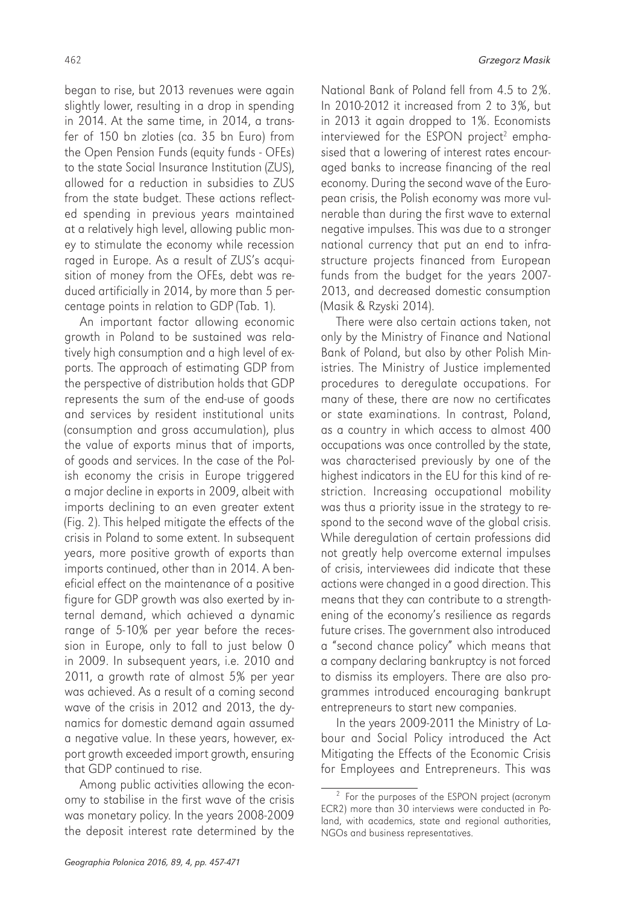began to rise, but 2013 revenues were again slightly lower, resulting in a drop in spending in 2014. At the same time, in 2014, a transfer of 150 bn zloties (ca. 35 bn Euro) from the Open Pension Funds (equity funds - OFEs) to the state Social Insurance Institution (ZUS), allowed for a reduction in subsidies to ZUS from the state budget. These actions reflected spending in previous years maintained at a relatively high level, allowing public money to stimulate the economy while recession raged in Europe. As a result of ZUS's acquisition of money from the OFEs, debt was reduced artificially in 2014, by more than 5 percentage points in relation to GDP (Tab. 1).

An important factor allowing economic growth in Poland to be sustained was relatively high consumption and a high level of exports. The approach of estimating GDP from the perspective of distribution holds that GDP represents the sum of the end-use of goods and services by resident institutional units (consumption and gross accumulation), plus the value of exports minus that of imports, of goods and services. In the case of the Polish economy the crisis in Europe triggered a major decline in exports in 2009, albeit with imports declining to an even greater extent (Fig. 2). This helped mitigate the effects of the crisis in Poland to some extent. In subsequent years, more positive growth of exports than imports continued, other than in 2014. A beneficial effect on the maintenance of a positive figure for GDP growth was also exerted by internal demand, which achieved a dynamic range of 5-10% per year before the recession in Europe, only to fall to just below 0 in 2009. In subsequent years, i.e. 2010 and 2011, a growth rate of almost 5% per year was achieved. As a result of a coming second wave of the crisis in 2012 and 2013, the dynamics for domestic demand again assumed a negative value. In these years, however, export growth exceeded import growth, ensuring that GDP continued to rise.

Among public activities allowing the economy to stabilise in the first wave of the crisis was monetary policy. In the years 2008-2009 the deposit interest rate determined by the National Bank of Poland fell from 4.5 to 2%. In 2010-2012 it increased from 2 to 3%, but in 2013 it again dropped to 1%. Economists interviewed for the ESPON project[2] emphasised that a lowering of interest rates encouraged banks to increase financing of the real economy. During the second wave of the European crisis, the Polish economy was more vulnerable than during the first wave to external negative impulses. This was due to a stronger national currency that put an end to infrastructure projects financed from European funds from the budget for the years 2007-2013, and decreased domestic consumption (Masik & Rzyski 2014).

There were also certain actions taken, not only by the Ministry of Finance and National Bank of Poland, but also by other Polish Ministries. The Ministry of Justice implemented procedures to deregulate occupations. For many of these, there are now no certificates or state examinations. In contrast, Poland, as a country in which access to almost 400 occupations was once controlled by the state, was characterised previously by one of the highest indicators in the EU for this kind of restriction. Increasing occupational mobility was thus a priority issue in the strategy to respond to the second wave of the global crisis. While deregulation of certain professions did not greatly help overcome external impulses of crisis, interviewees did indicate that these actions were changed in a good direction. This means that they can contribute to a strengthening of the economy's resilience as regards future crises. The government also introduced a "second chance policy" which means that a company declaring bankruptcy is not forced to dismiss its employers. There are also programmes introduced encouraging bankrupt entrepreneurs to start new companies.

In the years 2009-2011 the Ministry of Labour and Social Policy introduced the Act Mitigating the Effects of the Economic Crisis for Employees and Entrepreneurs. This was

[2] For the purposes of the ESPON project (acronym ECR2) more than 30 interviews were conducted in Poland, with academics, state and regional authorities, NGOs and business representatives.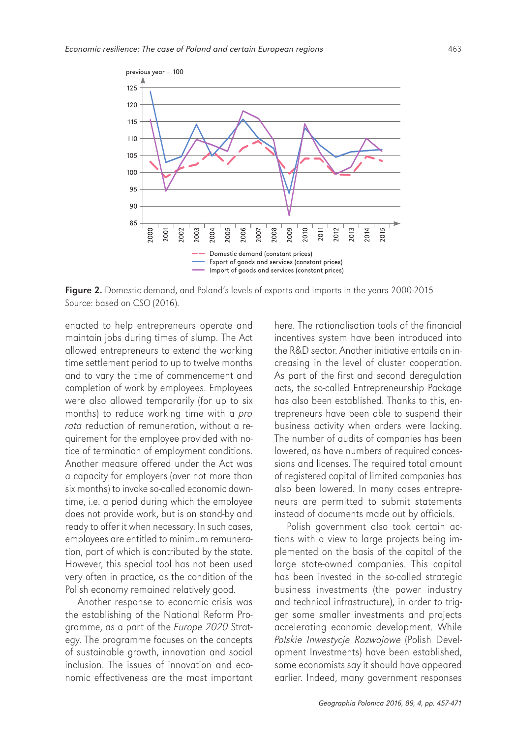Figure 2. Domestic demand, and Poland's levels of exports and imports in the years 2000-2015
Source: based on CSO (2016).

enacted to help entrepreneurs operate and maintain jobs during times of slump. The Act allowed entrepreneurs to extend the working time settlement period to up to twelve months and to vary the time of commencement and completion of work by employees. Employees were also allowed temporarily (for up to six months) to reduce working time with a *pro rata* reduction of remuneration, without a requirement for the employee provided with notice of termination of employment conditions. Another measure offered under the Act was a capacity for employers (over not more than six months) to invoke so-called economic downtime, i.e. a period during which the employee does not provide work, but is on stand-by and ready to offer it when necessary. In such cases, employees are entitled to minimum remuneration, part of which is contributed by the state. However, this special tool has not been used very often in practice, as the condition of the Polish economy remained relatively good.

Another response to economic crisis was the establishing of the National Reform Programme, as a part of the *Europe 2020* Strategy. The programme focuses on the concepts of sustainable growth, innovation and social inclusion. The issues of innovation and economic effectiveness are the most important here. The rationalisation tools of the financial incentives system have been introduced into the R&D sector. Another initiative entails an increasing in the level of cluster cooperation. As part of the first and second deregulation acts, the so-called Entrepreneurship Package has also been established. Thanks to this, entrepreneurs have been able to suspend their business activity when orders were lacking. The number of audits of companies has been lowered, as have numbers of required concessions and licenses. The required total amount of registered capital of limited companies has also been lowered. In many cases entrepreneurs are permitted to submit statements instead of documents made out by officials.

Polish government also took certain actions with a view to large projects being implemented on the basis of the capital of the large state-owned companies. This capital has been invested in the so-called strategic business investments (the power industry and technical infrastructure), in order to trigger some smaller investments and projects accelerating economic development. While *Polskie Inwestycje Rozwojowe* (Polish Development Investments) have been established, some economists say it should have appeared earlier. Indeed, many government responses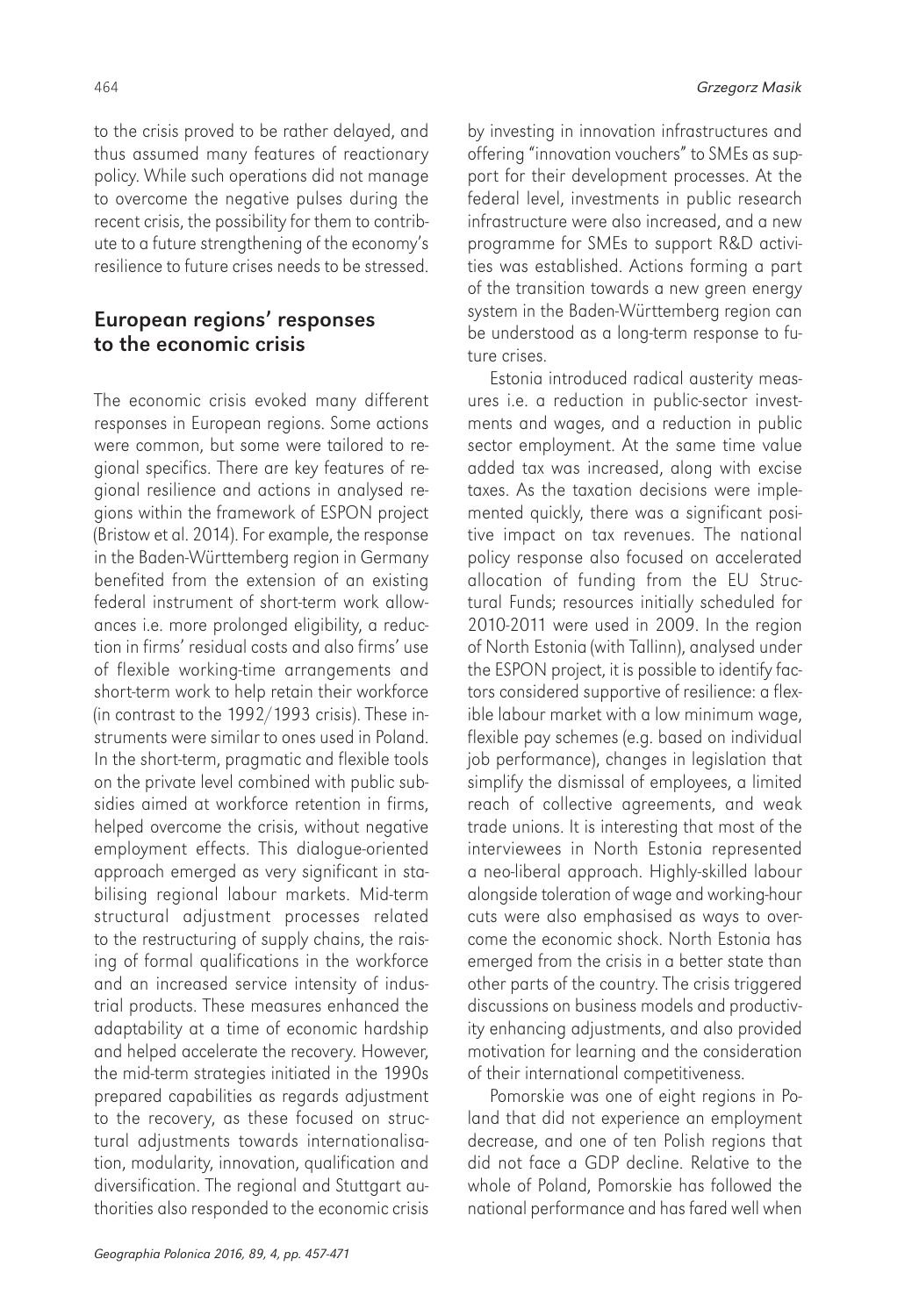to the crisis proved to be rather delayed, and thus assumed many features of reactionary policy. While such operations did not manage to overcome the negative pulses during the recent crisis, the possibility for them to contribute to a future strengthening of the economy's resilience to future crises needs to be stressed.

## European regions' responses to the economic crisis

The economic crisis evoked many different responses in European regions. Some actions were common, but some were tailored to regional specifics. There are key features of regional resilience and actions in analysed regions within the framework of ESPON project (Bristow et al. 2014). For example, the response in the Baden-Württemberg region in Germany benefited from the extension of an existing federal instrument of short-term work allowances i.e. more prolonged eligibility, a reduction in firms' residual costs and also firms' use of flexible working-time arrangements and short-term work to help retain their workforce (in contrast to the 1992/1993 crisis). These instruments were similar to ones used in Poland. In the short-term, pragmatic and flexible tools on the private level combined with public subsidies aimed at workforce retention in firms, helped overcome the crisis, without negative employment effects. This dialogue-oriented approach emerged as very significant in stabilising regional labour markets. Mid-term structural adjustment processes related to the restructuring of supply chains, the raising of formal qualifications in the workforce and an increased service intensity of industrial products. These measures enhanced the adaptability at a time of economic hardship and helped accelerate the recovery. However, the mid-term strategies initiated in the 1990s prepared capabilities as regards adjustment to the recovery, as these focused on structural adjustments towards internationalisation, modularity, innovation, qualification and diversification. The regional and Stuttgart authorities also responded to the economic crisis by investing in innovation infrastructures and offering "innovation vouchers" to SMEs as support for their development processes. At the federal level, investments in public research infrastructure were also increased, and a new programme for SMEs to support R&D activities was established. Actions forming a part of the transition towards a new green energy system in the Baden-Württemberg region can be understood as a long-term response to future crises.

Estonia introduced radical austerity measures i.e. a reduction in public-sector investments and wages, and a reduction in public sector employment. At the same time value added tax was increased, along with excise taxes. As the taxation decisions were implemented quickly, there was a significant positive impact on tax revenues. The national policy response also focused on accelerated allocation of funding from the EU Structural Funds; resources initially scheduled for 2010-2011 were used in 2009. In the region of North Estonia (with Tallinn), analysed under the ESPON project, it is possible to identify factors considered supportive of resilience: a flexible labour market with a low minimum wage, flexible pay schemes (e.g. based on individual job performance), changes in legislation that simplify the dismissal of employees, a limited reach of collective agreements, and weak trade unions. It is interesting that most of the interviewees in North Estonia represented a neo-liberal approach. Highly-skilled labour alongside toleration of wage and working-hour cuts were also emphasised as ways to overcome the economic shock. North Estonia has emerged from the crisis in a better state than other parts of the country. The crisis triggered discussions on business models and productivity enhancing adjustments, and also provided motivation for learning and the consideration of their international competitiveness.

Pomorskie was one of eight regions in Poland that did not experience an employment decrease, and one of ten Polish regions that did not face a GDP decline. Relative to the whole of Poland, Pomorskie has followed the national performance and has fared well when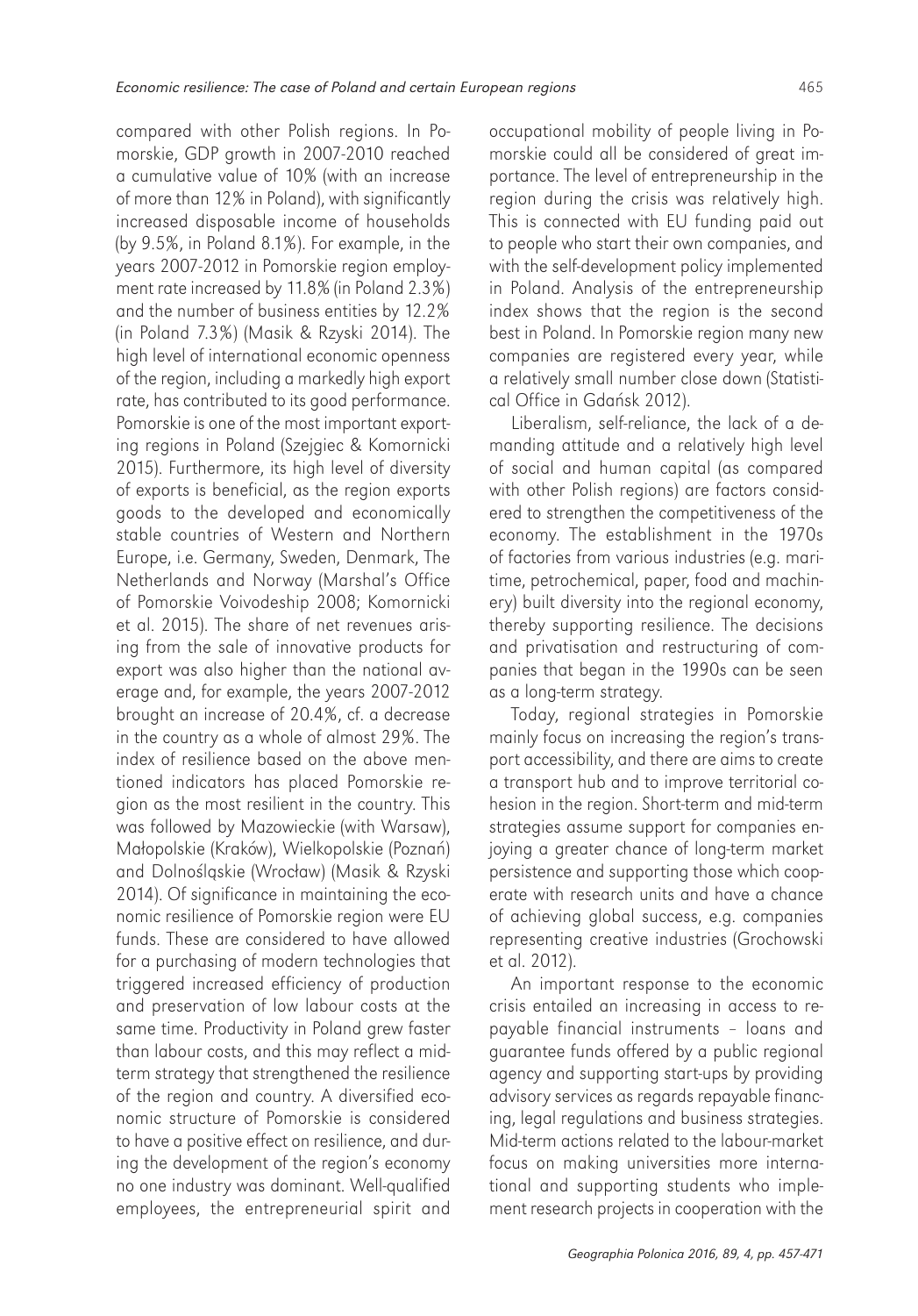compared with other Polish regions. In Pomorskie, GDP growth in 2007-2010 reached a cumulative value of 10% (with an increase of more than 12% in Poland), with significantly increased disposable income of households (by 9.5%, in Poland 8.1%). For example, in the years 2007-2012 in Pomorskie region employment rate increased by 11.8% (in Poland 2.3%) and the number of business entities by 12.2% (in Poland 7.3%) (Masik & Rzyski 2014). The high level of international economic openness of the region, including a markedly high export rate, has contributed to its good performance. Pomorskie is one of the most important exporting regions in Poland (Szejgiec & Komornicki 2015). Furthermore, its high level of diversity of exports is beneficial, as the region exports goods to the developed and economically stable countries of Western and Northern Europe, i.e. Germany, Sweden, Denmark, The Netherlands and Norway (Marshal's Office of Pomorskie Voivodeship 2008; Komornicki et al. 2015). The share of net revenues arising from the sale of innovative products for export was also higher than the national average and, for example, the years 2007-2012 brought an increase of 20.4%, cf. a decrease in the country as a whole of almost 29%. The index of resilience based on the above mentioned indicators has placed Pomorskie region as the most resilient in the country. This was followed by Mazowieckie (with Warsaw), Małopolskie (Kraków), Wielkopolskie (Poznań) and Dolnośląskie (Wrocław) (Masik & Rzyski 2014). Of significance in maintaining the economic resilience of Pomorskie region were EU funds. These are considered to have allowed for a purchasing of modern technologies that triggered increased efficiency of production and preservation of low labour costs at the same time. Productivity in Poland grew faster than labour costs, and this may reflect a mid-term strategy that strengthened the resilience of the region and country. A diversified economic structure of Pomorskie is considered to have a positive effect on resilience, and during the development of the region's economy no one industry was dominant. Well-qualified employees, the entrepreneurial spirit and occupational mobility of people living in Pomorskie could all be considered of great importance. The level of entrepreneurship in the region during the crisis was relatively high. This is connected with EU funding paid out to people who start their own companies, and with the self-development policy implemented in Poland. Analysis of the entrepreneurship index shows that the region is the second best in Poland. In Pomorskie region many new companies are registered every year, while a relatively small number close down (Statistical Office in Gdańsk 2012).

Liberalism, self-reliance, the lack of a demanding attitude and a relatively high level of social and human capital (as compared with other Polish regions) are factors considered to strengthen the competitiveness of the economy. The establishment in the 1970s of factories from various industries (e.g. maritime, petrochemical, paper, food and machinery) built diversity into the regional economy, thereby supporting resilience. The decisions and privatisation and restructuring of companies that began in the 1990s can be seen as a long-term strategy.

Today, regional strategies in Pomorskie mainly focus on increasing the region's transport accessibility, and there are aims to create a transport hub and to improve territorial cohesion in the region. Short-term and mid-term strategies assume support for companies enjoying a greater chance of long-term market persistence and supporting those which cooperate with research units and have a chance of achieving global success, e.g. companies representing creative industries (Grochowski et al. 2012).

An important response to the economic crisis entailed an increasing in access to repayable financial instruments – loans and guarantee funds offered by a public regional agency and supporting start-ups by providing advisory services as regards repayable financing, legal regulations and business strategies. Mid-term actions related to the labour-market focus on making universities more international and supporting students who implement research projects in cooperation with the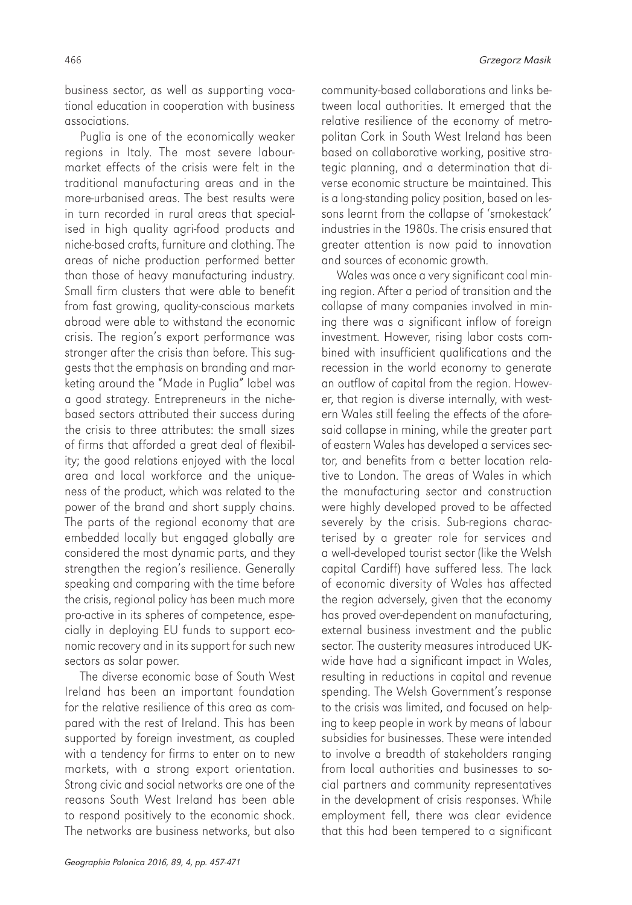business sector, as well as supporting vocational education in cooperation with business associations.

Puglia is one of the economically weaker regions in Italy. The most severe labour-market effects of the crisis were felt in the traditional manufacturing areas and in the more-urbanised areas. The best results were in turn recorded in rural areas that specialised in high quality agri-food products and niche-based crafts, furniture and clothing. The areas of niche production performed better than those of heavy manufacturing industry. Small firm clusters that were able to benefit from fast growing, quality-conscious markets abroad were able to withstand the economic crisis. The region's export performance was stronger after the crisis than before. This suggests that the emphasis on branding and marketing around the "Made in Puglia" label was a good strategy. Entrepreneurs in the niche-based sectors attributed their success during the crisis to three attributes: the small sizes of firms that afforded a great deal of flexibility; the good relations enjoyed with the local area and local workforce and the uniqueness of the product, which was related to the power of the brand and short supply chains. The parts of the regional economy that are embedded locally but engaged globally are considered the most dynamic parts, and they strengthen the region's resilience. Generally speaking and comparing with the time before the crisis, regional policy has been much more pro-active in its spheres of competence, especially in deploying EU funds to support economic recovery and in its support for such new sectors as solar power.

The diverse economic base of South West Ireland has been an important foundation for the relative resilience of this area as compared with the rest of Ireland. This has been supported by foreign investment, as coupled with a tendency for firms to enter on to new markets, with a strong export orientation. Strong civic and social networks are one of the reasons South West Ireland has been able to respond positively to the economic shock. The networks are business networks, but also community-based collaborations and links between local authorities. It emerged that the relative resilience of the economy of metropolitan Cork in South West Ireland has been based on collaborative working, positive strategic planning, and a determination that diverse economic structure be maintained. This is a long-standing policy position, based on lessons learnt from the collapse of 'smokestack' industries in the 1980s. The crisis ensured that greater attention is now paid to innovation and sources of economic growth.

Wales was once a very significant coal mining region. After a period of transition and the collapse of many companies involved in mining there was a significant inflow of foreign investment. However, rising labor costs combined with insufficient qualifications and the recession in the world economy to generate an outflow of capital from the region. However, that region is diverse internally, with western Wales still feeling the effects of the aforesaid collapse in mining, while the greater part of eastern Wales has developed a services sector, and benefits from a better location relative to London. The areas of Wales in which the manufacturing sector and construction were highly developed proved to be affected severely by the crisis. Sub-regions characterised by a greater role for services and a well-developed tourist sector (like the Welsh capital Cardiff) have suffered less. The lack of economic diversity of Wales has affected the region adversely, given that the economy has proved over-dependent on manufacturing, external business investment and the public sector. The austerity measures introduced UK-wide have had a significant impact in Wales, resulting in reductions in capital and revenue spending. The Welsh Government's response to the crisis was limited, and focused on helping to keep people in work by means of labour subsidies for businesses. These were intended to involve a breadth of stakeholders ranging from local authorities and businesses to social partners and community representatives in the development of crisis responses. While employment fell, there was clear evidence that this had been tempered to a significant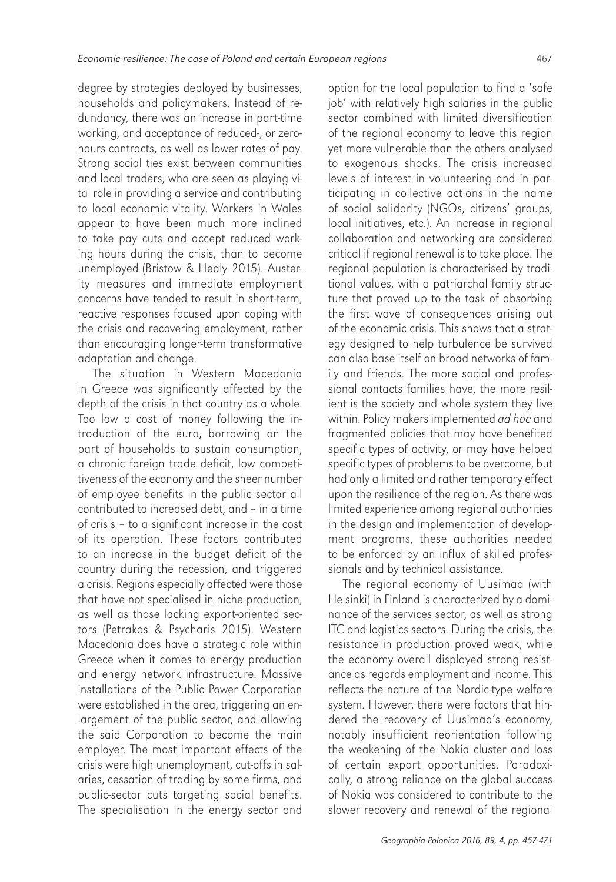degree by strategies deployed by businesses, households and policymakers. Instead of redundancy, there was an increase in part-time working, and acceptance of reduced-, or zero-hours contracts, as well as lower rates of pay. Strong social ties exist between communities and local traders, who are seen as playing vital role in providing a service and contributing to local economic vitality. Workers in Wales appear to have been much more inclined to take pay cuts and accept reduced working hours during the crisis, than to become unemployed (Bristow & Healy 2015). Austerity measures and immediate employment concerns have tended to result in short-term, reactive responses focused upon coping with the crisis and recovering employment, rather than encouraging longer-term transformative adaptation and change.

The situation in Western Macedonia in Greece was significantly affected by the depth of the crisis in that country as a whole. Too low a cost of money following the introduction of the euro, borrowing on the part of households to sustain consumption, a chronic foreign trade deficit, low competitiveness of the economy and the sheer number of employee benefits in the public sector all contributed to increased debt, and – in a time of crisis – to a significant increase in the cost of its operation. These factors contributed to an increase in the budget deficit of the country during the recession, and triggered a crisis. Regions especially affected were those that have not specialised in niche production, as well as those lacking export-oriented sectors (Petrakos & Psycharis 2015). Western Macedonia does have a strategic role within Greece when it comes to energy production and energy network infrastructure. Massive installations of the Public Power Corporation were established in the area, triggering an enlargement of the public sector, and allowing the said Corporation to become the main employer. The most important effects of the crisis were high unemployment, cut-offs in salaries, cessation of trading by some firms, and public-sector cuts targeting social benefits. The specialisation in the energy sector and option for the local population to find a 'safe job' with relatively high salaries in the public sector combined with limited diversification of the regional economy to leave this region yet more vulnerable than the others analysed to exogenous shocks. The crisis increased levels of interest in volunteering and in participating in collective actions in the name of social solidarity (NGOs, citizens' groups, local initiatives, etc.). An increase in regional collaboration and networking are considered critical if regional renewal is to take place. The regional population is characterised by traditional values, with a patriarchal family structure that proved up to the task of absorbing the first wave of consequences arising out of the economic crisis. This shows that a strategy designed to help turbulence be survived can also base itself on broad networks of family and friends. The more social and professional contacts families have, the more resilient is the society and whole system they live within. Policy makers implemented *ad hoc* and fragmented policies that may have benefited specific types of activity, or may have helped specific types of problems to be overcome, but had only a limited and rather temporary effect upon the resilience of the region. As there was limited experience among regional authorities in the design and implementation of development programs, these authorities needed to be enforced by an influx of skilled professionals and by technical assistance.

The regional economy of Uusimaa (with Helsinki) in Finland is characterized by a dominance of the services sector, as well as strong ITC and logistics sectors. During the crisis, the resistance in production proved weak, while the economy overall displayed strong resistance as regards employment and income. This reflects the nature of the Nordic-type welfare system. However, there were factors that hindered the recovery of Uusimaa's economy, notably insufficient reorientation following the weakening of the Nokia cluster and loss of certain export opportunities. Paradoxically, a strong reliance on the global success of Nokia was considered to contribute to the slower recovery and renewal of the regional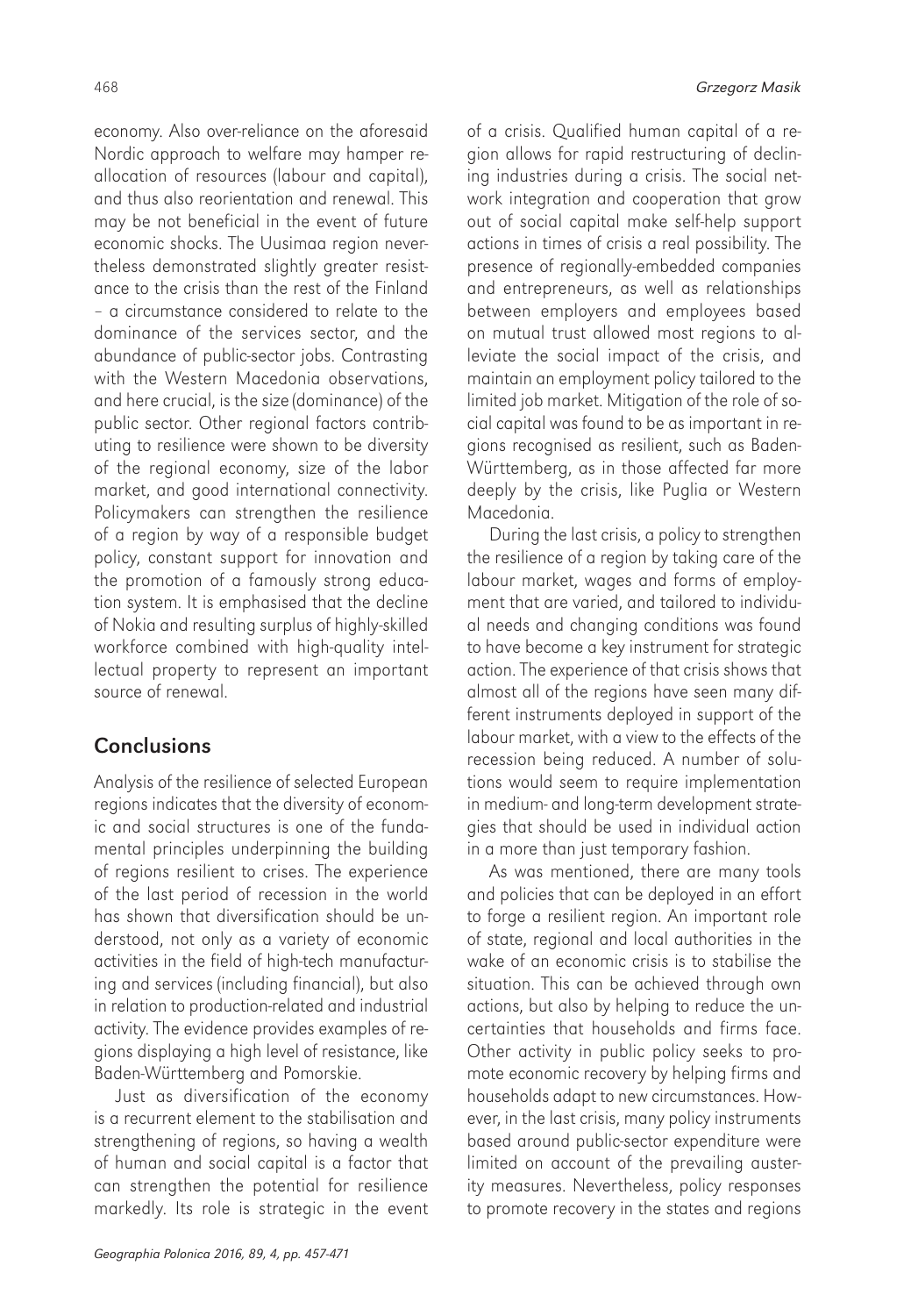economy. Also over-reliance on the aforesaid Nordic approach to welfare may hamper reallocation of resources (labour and capital), and thus also reorientation and renewal. This may be not beneficial in the event of future economic shocks. The Uusimaa region nevertheless demonstrated slightly greater resistance to the crisis than the rest of the Finland – a circumstance considered to relate to the dominance of the services sector, and the abundance of public-sector jobs. Contrasting with the Western Macedonia observations, and here crucial, is the size (dominance) of the public sector. Other regional factors contributing to resilience were shown to be diversity of the regional economy, size of the labor market, and good international connectivity. Policymakers can strengthen the resilience of a region by way of a responsible budget policy, constant support for innovation and the promotion of a famously strong education system. It is emphasised that the decline of Nokia and resulting surplus of highly-skilled workforce combined with high-quality intellectual property to represent an important source of renewal.

## Conclusions

Analysis of the resilience of selected European regions indicates that the diversity of economic and social structures is one of the fundamental principles underpinning the building of regions resilient to crises. The experience of the last period of recession in the world has shown that diversification should be understood, not only as a variety of economic activities in the field of high-tech manufacturing and services (including financial), but also in relation to production-related and industrial activity. The evidence provides examples of regions displaying a high level of resistance, like Baden-Württemberg and Pomorskie.

Just as diversification of the economy is a recurrent element to the stabilisation and strengthening of regions, so having a wealth of human and social capital is a factor that can strengthen the potential for resilience markedly. Its role is strategic in the event of a crisis. Qualified human capital of a region allows for rapid restructuring of declining industries during a crisis. The social network integration and cooperation that grow out of social capital make self-help support actions in times of crisis a real possibility. The presence of regionally-embedded companies and entrepreneurs, as well as relationships between employers and employees based on mutual trust allowed most regions to alleviate the social impact of the crisis, and maintain an employment policy tailored to the limited job market. Mitigation of the role of social capital was found to be as important in regions recognised as resilient, such as Baden-Württemberg, as in those affected far more deeply by the crisis, like Puglia or Western Macedonia.

During the last crisis, a policy to strengthen the resilience of a region by taking care of the labour market, wages and forms of employment that are varied, and tailored to individual needs and changing conditions was found to have become a key instrument for strategic action. The experience of that crisis shows that almost all of the regions have seen many different instruments deployed in support of the labour market, with a view to the effects of the recession being reduced. A number of solutions would seem to require implementation in medium- and long-term development strategies that should be used in individual action in a more than just temporary fashion.

As was mentioned, there are many tools and policies that can be deployed in an effort to forge a resilient region. An important role of state, regional and local authorities in the wake of an economic crisis is to stabilise the situation. This can be achieved through own actions, but also by helping to reduce the uncertainties that households and firms face. Other activity in public policy seeks to promote economic recovery by helping firms and households adapt to new circumstances. However, in the last crisis, many policy instruments based around public-sector expenditure were limited on account of the prevailing austerity measures. Nevertheless, policy responses to promote recovery in the states and regions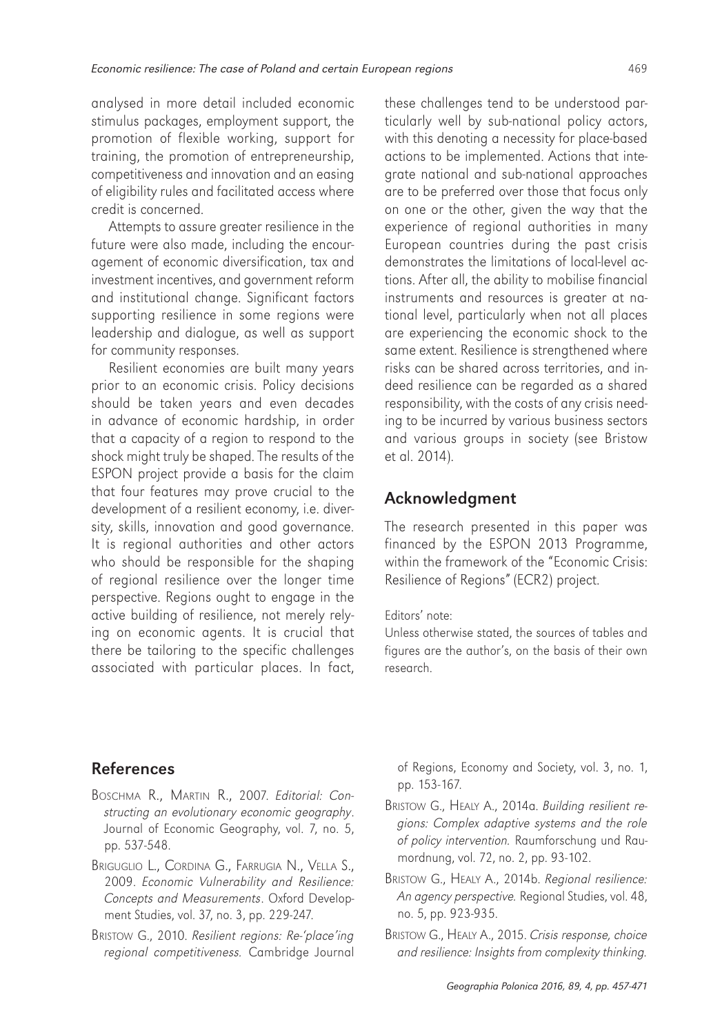analysed in more detail included economic stimulus packages, employment support, the promotion of flexible working, support for training, the promotion of entrepreneurship, competitiveness and innovation and an easing of eligibility rules and facilitated access where credit is concerned.

Attempts to assure greater resilience in the future were also made, including the encouragement of economic diversification, tax and investment incentives, and government reform and institutional change. Significant factors supporting resilience in some regions were leadership and dialogue, as well as support for community responses.

Resilient economies are built many years prior to an economic crisis. Policy decisions should be taken years and even decades in advance of economic hardship, in order that a capacity of a region to respond to the shock might truly be shaped. The results of the ESPON project provide a basis for the claim that four features may prove crucial to the development of a resilient economy, i.e. diversity, skills, innovation and good governance. It is regional authorities and other actors who should be responsible for the shaping of regional resilience over the longer time perspective. Regions ought to engage in the active building of resilience, not merely relying on economic agents. It is crucial that there be tailoring to the specific challenges associated with particular places. In fact, these challenges tend to be understood particularly well by sub-national policy actors, with this denoting a necessity for place-based actions to be implemented. Actions that integrate national and sub-national approaches are to be preferred over those that focus only on one or the other, given the way that the experience of regional authorities in many European countries during the past crisis demonstrates the limitations of local-level actions. After all, the ability to mobilise financial instruments and resources is greater at national level, particularly when not all places are experiencing the economic shock to the same extent. Resilience is strengthened where risks can be shared across territories, and indeed resilience can be regarded as a shared responsibility, with the costs of any crisis needing to be incurred by various business sectors and various groups in society (see Bristow et al. 2014).

## Acknowledgment

The research presented in this paper was financed by the ESPON 2013 Programme, within the framework of the "Economic Crisis: Resilience of Regions" (ECR2) project.

Editors' note:
Unless otherwise stated, the sources of tables and figures are the author's, on the basis of their own research.

## References

Boschma R., Martin R., 2007. *Editorial: Constructing an evolutionary economic geography*. Journal of Economic Geography, vol. 7, no. 5, pp. 537-548.

Briguglio L., Cordina G., Farrugia N., Vella S., 2009. *Economic Vulnerability and Resilience: Concepts and Measurements*. Oxford Development Studies, vol. 37, no. 3, pp. 229-247.

Bristow G., 2010. *Resilient regions: Re-'place'ing regional competitiveness.* Cambridge Journal of Regions, Economy and Society, vol. 3, no. 1, pp. 153-167.

Bristow G., Healy A., 2014a. *Building resilient regions: Complex adaptive systems and the role of policy intervention.* Raumforschung und Raumordnung, vol. 72, no. 2, pp. 93-102.

Bristow G., Healy A., 2014b. *Regional resilience: An agency perspective.* Regional Studies, vol. 48, no. 5, pp. 923-935.

Bristow G., Healy A., 2015. *Crisis response, choice and resilience: Insights from complexity thinking.*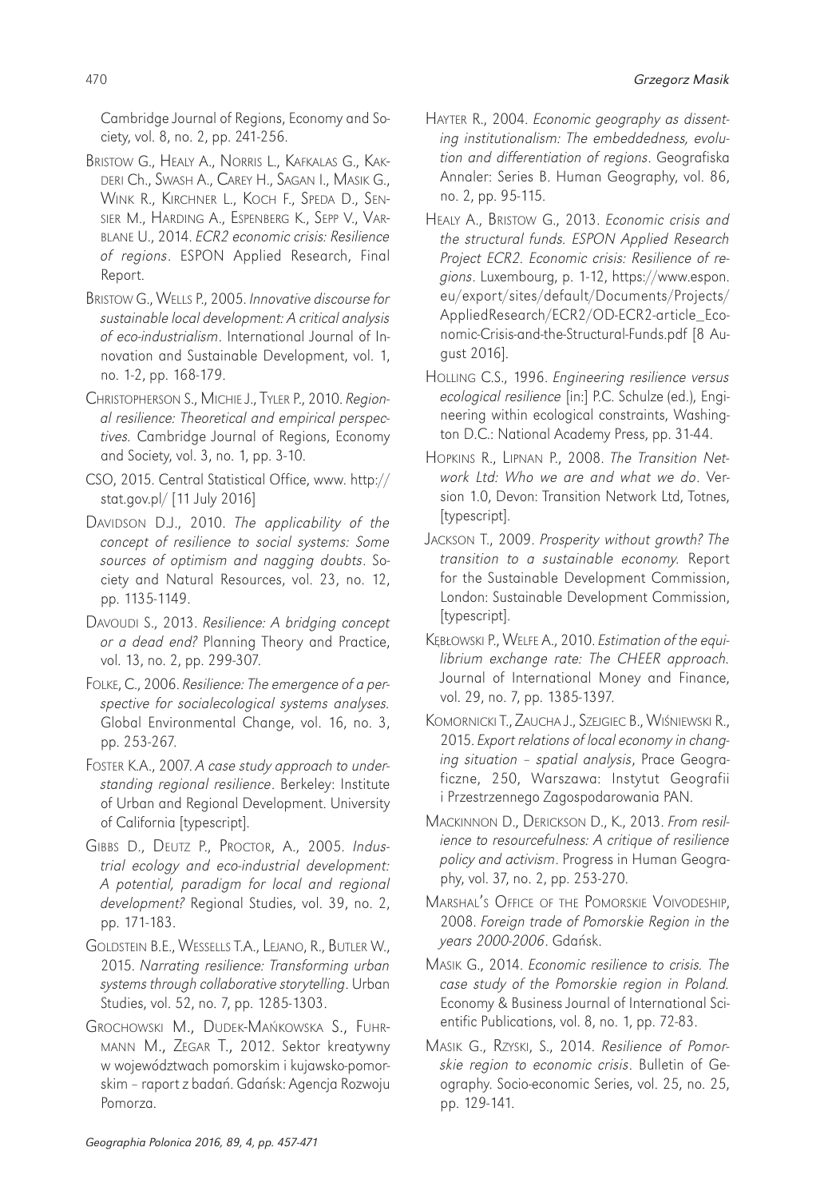Cambridge Journal of Regions, Economy and Society, vol. 8, no. 2, pp. 241-256.

Bristow G., Healy A., Norris L., Kafkalas G., Kakderi Ch., Swash A., Carey H., Sagan I., Masik G., Wink R., Kirchner L., Koch F., Speda D., Sensier M., Harding A., Espenberg K., Sepp V., Varblane U., 2014. *ECR2 economic crisis: Resilience of regions*. ESPON Applied Research, Final Report.

Bristow G., Wells P., 2005. *Innovative discourse for sustainable local development: A critical analysis of eco-industrialism*. International Journal of Innovation and Sustainable Development, vol. 1, no. 1-2, pp. 168-179.

Christopherson S., Michie J., Tyler P., 2010. *Regional resilience: Theoretical and empirical perspectives.* Cambridge Journal of Regions, Economy and Society, vol. 3, no. 1, pp. 3-10.

CSO, 2015. Central Statistical Office, www. http://stat.gov.pl/ [11 July 2016]

Davidson D.J., 2010. *The applicability of the concept of resilience to social systems: Some sources of optimism and nagging doubts*. Society and Natural Resources, vol. 23, no. 12, pp. 1135-1149.

Davoudi S., 2013. *Resilience: A bridging concept or a dead end?* Planning Theory and Practice, vol. 13, no. 2, pp. 299-307.

Folke, C., 2006. *Resilience: The emergence of a perspective for socialecological systems analyses.* Global Environmental Change, vol. 16, no. 3, pp. 253-267.

Foster K.A., 2007. *A case study approach to understanding regional resilience*. Berkeley: Institute of Urban and Regional Development. University of California [typescript].

Gibbs D., Deutz P., Proctor, A., 2005. *Industrial ecology and eco-industrial development: A potential, paradigm for local and regional development?* Regional Studies, vol. 39, no. 2, pp. 171-183.

Goldstein B.E., Wessells T.A., Lejano, R., Butler W., 2015. *Narrating resilience: Transforming urban systems through collaborative storytelling*. Urban Studies, vol. 52, no. 7, pp. 1285-1303.

Grochowski M., Dudek-Mańkowska S., Fuhrmann M., Zegar T., 2012. Sektor kreatywny w województwach pomorskim i kujawsko-pomorskim – raport z badań. Gdańsk: Agencja Rozwoju Pomorza.

Hayter R., 2004. *Economic geography as dissenting institutionalism: The embeddedness, evolution and differentiation of regions*. Geografiska Annaler: Series B. Human Geography, vol. 86, no. 2, pp. 95-115.

Healy A., Bristow G., 2013. *Economic crisis and the structural funds. ESPON Applied Research Project ECR2. Economic crisis: Resilience of regions*. Luxembourg, p. 1-12, https://www.espon.eu/export/sites/default/Documents/Projects/AppliedResearch/ECR2/OD-ECR2-article_Economic-Crisis-and-the-Structural-Funds.pdf [8 August 2016].

Holling C.S., 1996. *Engineering resilience versus ecological resilience* [in:] P.C. Schulze (ed.), Engineering within ecological constraints, Washington D.C.: National Academy Press, pp. 31-44.

Hopkins R., Lipnan P., 2008. *The Transition Network Ltd: Who we are and what we do*. Version 1.0, Devon: Transition Network Ltd, Totnes, [typescript].

Jackson T., 2009. *Prosperity without growth? The transition to a sustainable economy.* Report for the Sustainable Development Commission, London: Sustainable Development Commission, [typescript].

Kębłowski P., Welfe A., 2010. *Estimation of the equilibrium exchange rate: The CHEER approach.* Journal of International Money and Finance, vol. 29, no. 7, pp. 1385-1397.

Komornicki T., Zaucha J., Szejgiec B., Wiśniewski R., 2015. *Export relations of local economy in changing situation – spatial analysis*, Prace Geograficzne, 250, Warszawa: Instytut Geografii i Przestrzennego Zagospodarowania PAN.

MacKinnon D., Derickson D., K., 2013. *From resilience to resourcefulness: A critique of resilience policy and activism*. Progress in Human Geography, vol. 37, no. 2, pp. 253-270.

Marshal's Office of the Pomorskie Voivodeship, 2008. *Foreign trade of Pomorskie Region in the years 2000-2006*. Gdańsk.

Masik G., 2014. *Economic resilience to crisis. The case study of the Pomorskie region in Poland.* Economy & Business Journal of International Scientific Publications, vol. 8, no. 1, pp. 72-83.

Masik G., Rzyski, S., 2014. *Resilience of Pomorskie region to economic crisis*. Bulletin of Geography. Socio-economic Series, vol. 25, no. 25, pp. 129-141.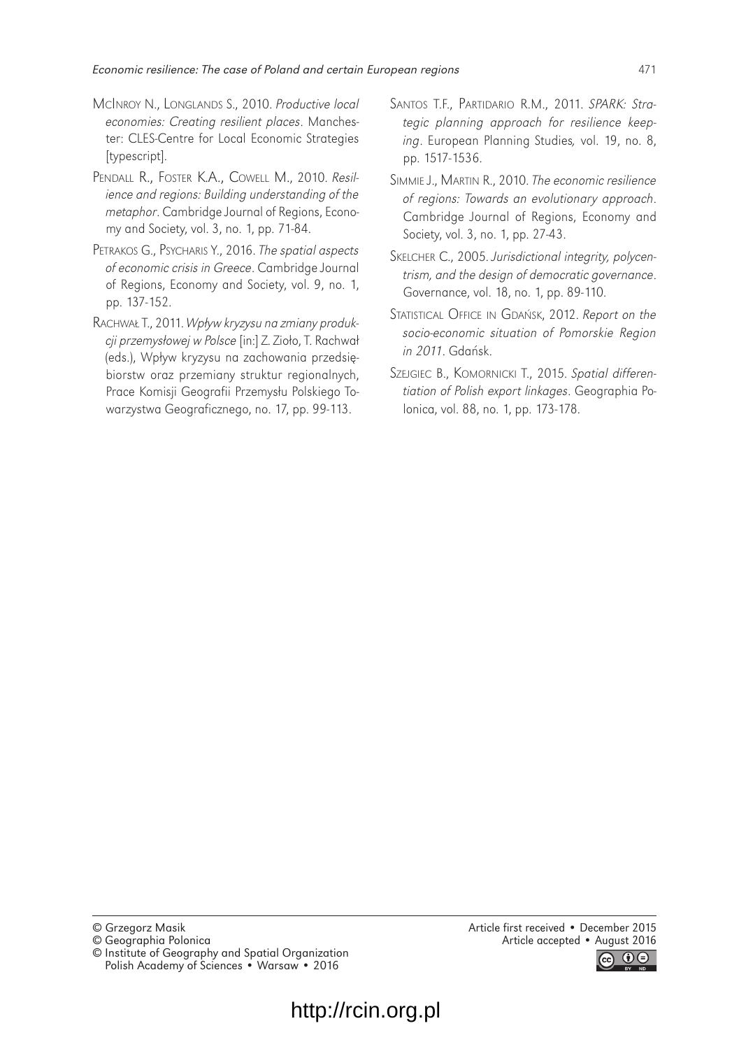McInroy N., Longlands S., 2010. *Productive local economies: Creating resilient places*. Manchester: CLES-Centre for Local Economic Strategies [typescript].

Pendall R., Foster K.A., Cowell M., 2010. *Resilience and regions: Building understanding of the metaphor*. Cambridge Journal of Regions, Economy and Society, vol. 3, no. 1, pp. 71-84.

Petrakos G., Psycharis Y., 2016. *The spatial aspects of economic crisis in Greece*. Cambridge Journal of Regions, Economy and Society, vol. 9, no. 1, pp. 137-152.

Rachwał T., 2011. *Wpływ kryzysu na zmiany produkcji przemysłowej w Polsce* [in:] Z. Zioło, T. Rachwał (eds.), Wpływ kryzysu na zachowania przedsiębiorstw oraz przemiany struktur regionalnych, Prace Komisji Geografii Przemysłu Polskiego Towarzystwa Geograficznego, no. 17, pp. 99-113.

Santos T.F., Partidario R.M., 2011. *SPARK: Strategic planning approach for resilience keeping*. European Planning Studies, vol. 19, no. 8, pp. 1517-1536.

Simmie J., Martin R., 2010. *The economic resilience of regions: Towards an evolutionary approach*. Cambridge Journal of Regions, Economy and Society, vol. 3, no. 1, pp. 27-43.

Skelcher C., 2005. *Jurisdictional integrity, polycentrism, and the design of democratic governance*. Governance, vol. 18, no. 1, pp. 89-110.

Statistical Office in Gdańsk, 2012. *Report on the socio-economic situation of Pomorskie Region in 2011*. Gdańsk.

Szejgiec B., Komornicki T., 2015. *Spatial differentiation of Polish export linkages*. Geographia Polonica, vol. 88, no. 1, pp. 173-178.

© Grzegorz Masik
© Geographia Polonica
© Institute of Geography and Spatial Organization Polish Academy of Sciences • Warsaw • 2016

Article first received • December 2015
Article accepted • August 2016